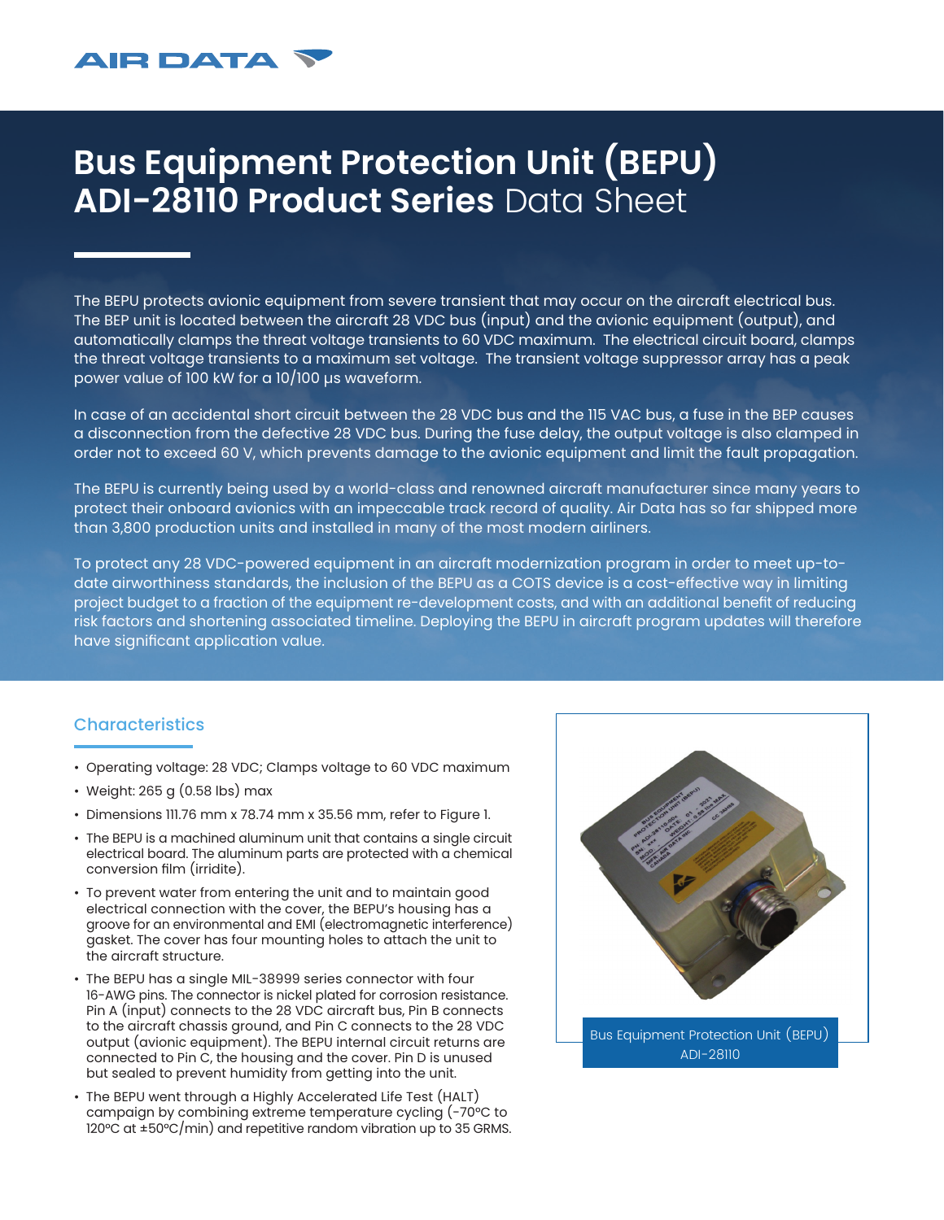# Bus Equipment Protection Unit (BEPU) ADI-28110 Product Series Data Sheet

The BEPU protects avionic equipment from severe transient that may occur on the aircraft electrical bus. The BEP unit is located between the aircraft 28 VDC bus (input) and the avionic equipment (output), and automatically clamps the threat voltage transients to 60 VDC maximum. The electrical circuit board, clamps the threat voltage transients to a maximum set voltage. The transient voltage suppressor array has a peak power value of 100 kW for a 10/100 µs waveform.

In case of an accidental short circuit between the 28 VDC bus and the 115 VAC bus, a fuse in the BEP causes a disconnection from the defective 28 VDC bus. During the fuse delay, the output voltage is also clamped in order not to exceed 60 V, which prevents damage to the avionic equipment and limit the fault propagation.

The BEPU is currently being used by a world-class and renowned aircraft manufacturer since many years to protect their onboard avionics with an impeccable track record of quality. Air Data has so far shipped more than 3,800 production units and installed in many of the most modern airliners.

To protect any 28 VDC-powered equipment in an aircraft modernization program in order to meet up-to-date airworthiness standards, the inclusion of the BEPU as a COTS device is a cost-effective way in limiting project budget to a fraction of the equipment re-development costs, and with an additional benefit of reducing risk factors and shortening associated timeline. Deploying the BEPU in aircraft program updates will therefore have significant application value.

## Characteristics

- Operating voltage: 28 VDC; Clamps voltage to 60 VDC maximum
- Weight: 265 g (0.58 lbs) max
- Dimensions 111.76 mm x 78.74 mm x 35.56 mm, refer to Figure 1.
- The BEPU is a machined aluminum unit that contains a single circuit electrical board. The aluminum parts are protected with a chemical conversion film (irridite).
- To prevent water from entering the unit and to maintain good electrical connection with the cover, the BEPU's housing has a groove for an environmental and EMI (electromagnetic interference) gasket. The cover has four mounting holes to attach the unit to the aircraft structure.
- The BEPU has a single MIL-38999 series connector with four 16-AWG pins. The connector is nickel plated for corrosion resistance. Pin A (input) connects to the 28 VDC aircraft bus, Pin B connects to the aircraft chassis ground, and Pin C connects to the 28 VDC output (avionic equipment). The BEPU internal circuit returns are connected to Pin C, the housing and the cover. Pin D is unused but sealed to prevent humidity from getting into the unit.
- The BEPU went through a Highly Accelerated Life Test (HALT) campaign by combining extreme temperature cycling (-70°C to 120°C at ±50°C/min) and repetitive random vibration up to 35 GRMS.

Bus Equipment Protection Unit (BEPU) ADI-28110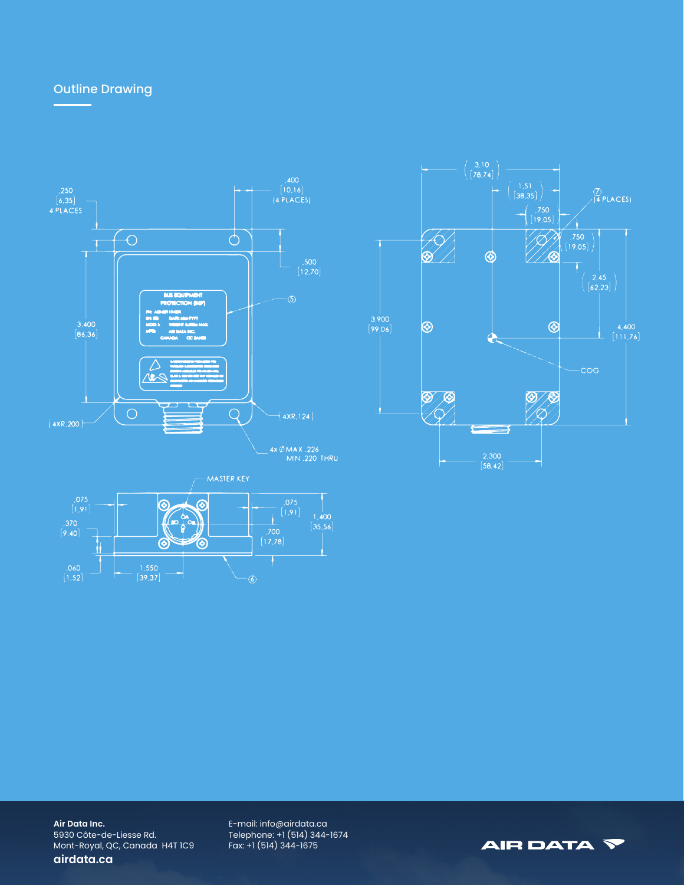## Outline Drawing

,250
[6,35]
4 PLACES

,400
[10,16]
(4 PLACES)

,500
[12,70]

3,400
[86,36]

⑤

(4XR,200)

(4XR,124)

4x ∅ MAX ,226
MIN ,220 THRU

MASTER KEY

,075
[1,91]

,370
[9,40]

,060
[1,52]

1,550
[39,37]

,075
[1,91]

,700
[17,78]

1,400
[35,56]

⑥

3,10
[78,74]

1,51
[38,35]

,750
[19,05]

⑦
(4 PLACES)

,750
[19,05]

2,45
[62,23]

3,900
[99,06]

4,400
[111,76]

COG

2,300
[58,42]

**Air Data Inc.**
5930 Côte-de-Liesse Rd.
Mont-Royal, QC, Canada H4T 1C9
**airdata.ca**

E-mail: info@airdata.ca
Telephone: +1 (514) 344-1674
Fax: +1 (514) 344-1675

AIR DATA